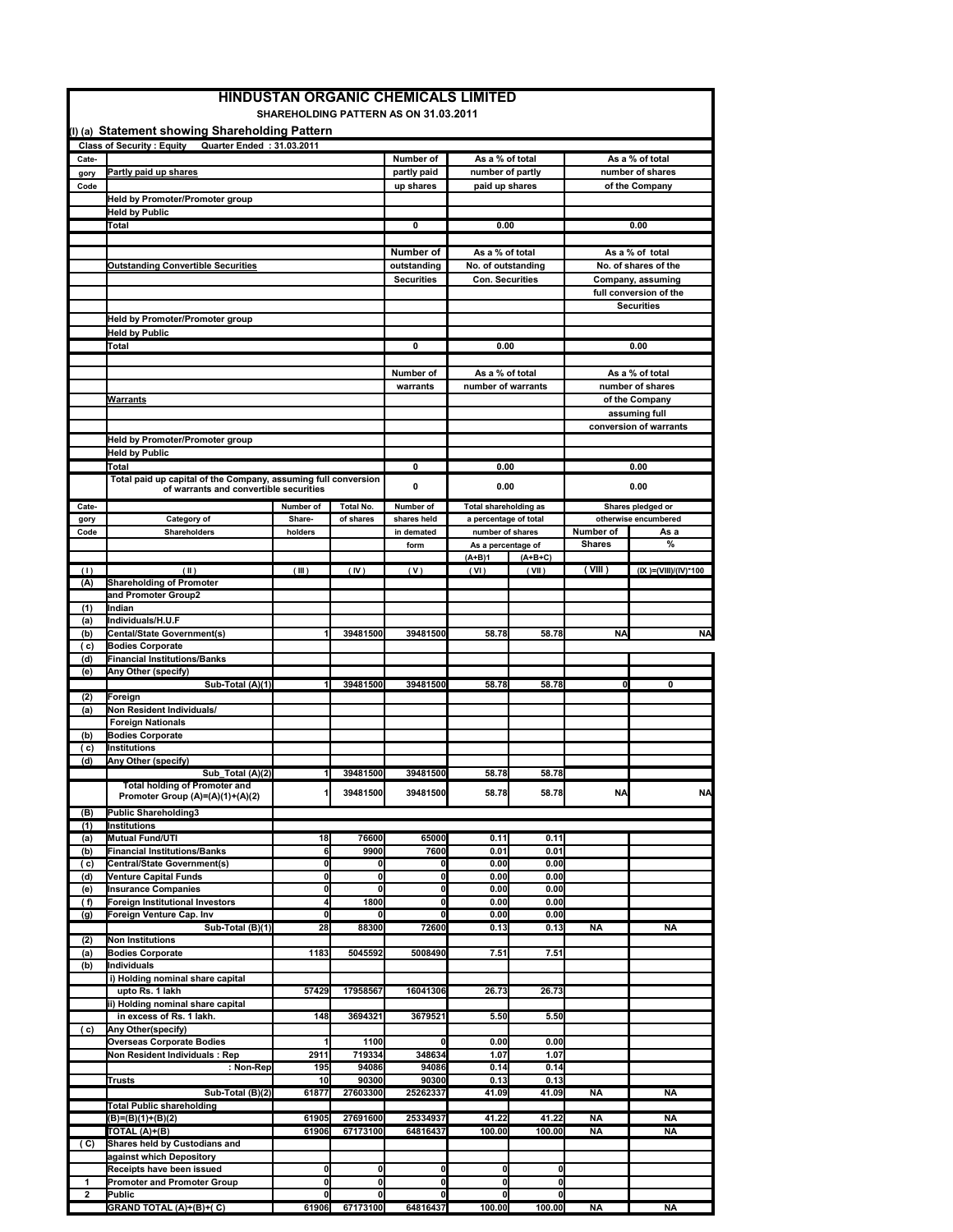# HINDUSTAN ORGANIC CHEMICALS LIMITED

## SHAREHOLDING PATTERN AS ON 31.03.2011

### (I) (a) Statement showing Shareholding Pattern

**Class of Security : Equity Quarter Ended : 31.03.2011**

| Category Code | Partly paid up shares | Number of partly paid up shares | As a % of total number of partly paid up shares | As a % of total number of shares of the Company |
|---|---|---|---|---|
| | Held by Promoter/Promoter group | | | |
| | Held by Public | | | |
| | Total | 0 | 0.00 | 0.00 |

| | Outstanding Convertible Securities | Number of outstanding Securities | As a % of total No. of outstanding Con. Securities | As a % of total No. of shares of the Company, assuming full conversion of the Securities |
|---|---|---|---|---|
| | Held by Promoter/Promoter group | | | |
| | Held by Public | | | |
| | Total | 0 | 0.00 | 0.00 |

| | Warrants | Number of warrants | As a % of total number of warrants | As a % of total number of shares of the Company assuming full conversion of warrants |
|---|---|---|---|---|
| | Held by Promoter/Promoter group | | | |
| | Held by Public | | | |
| | Total | 0 | 0.00 | 0.00 |
| | Total paid up capital of the Company, assuming full conversion of warrants and convertible securities | 0 | 0.00 | 0.00 |

| Category Code | Category of Shareholders | Number of Share-holders | Total No. of shares | Number of shares held in demated form | Total shareholding as a percentage of total number of shares | | Shares pledged or otherwise encumbered | |
|---|---|---|---|---|---|---|---|---|
| | | | | | As a percentage of (A+B)1 | As a percentage of (A+B+C) | Number of Shares | As a % |
| ( I ) | ( II ) | ( III ) | ( IV ) | ( V ) | ( VI ) | ( VII ) | ( VIII ) | (IX )=(VIII)/(IV)*100 |
| (A) | Shareholding of Promoter and Promoter Group2 | | | | | | | |
| (1) | Indian | | | | | | | |
| (a) | Individuals/H.U.F | | | | | | | |
| (b) | Cental/State Government(s) | 1 | 39481500 | 39481500 | 58.78 | 58.78 | NA | NA |
| ( c) | Bodies Corporate | | | | | | | |
| (d) | Financial Institutions/Banks | | | | | | | |
| (e) | Any Other (specify) | | | | | | | |
| | Sub-Total (A)(1) | 1 | 39481500 | 39481500 | 58.78 | 58.78 | 0 | 0 |
| (2) | Foreign | | | | | | | |
| (a) | Non Resident Individuals/ Foreign Nationals | | | | | | | |
| (b) | Bodies Corporate | | | | | | | |
| ( c) | Institutions | | | | | | | |
| (d) | Any Other (specify) | | | | | | | |
| | Sub_Total (A)(2) | 1 | 39481500 | 39481500 | 58.78 | 58.78 | | |
| | Total holding of Promoter and Promoter Group (A)=(A)(1)+(A)(2) | 1 | 39481500 | 39481500 | 58.78 | 58.78 | NA | NA |
| (B) | Public Shareholding3 | | | | | | | |
| (1) | Institutions | | | | | | | |
| (a) | Mutual Fund/UTI | 18 | 76600 | 65000 | 0.11 | 0.11 | | |
| (b) | Financial Institutions/Banks | 6 | 9900 | 7600 | 0.01 | 0.01 | | |
| ( c) | Central/State Government(s) | 0 | 0 | 0 | 0.00 | 0.00 | | |
| (d) | Venture Capital Funds | 0 | 0 | 0 | 0.00 | 0.00 | | |
| (e) | Insurance Companies | 0 | 0 | 0 | 0.00 | 0.00 | | |
| ( f) | Foreign Institutional Investors | 4 | 1800 | 0 | 0.00 | 0.00 | | |
| (g) | Foreign Venture Cap. Inv | 0 | 0 | 0 | 0.00 | 0.00 | | |
| | Sub-Total (B)(1) | 28 | 88300 | 72600 | 0.13 | 0.13 | NA | NA |
| (2) | Non Institutions | | | | | | | |
| (a) | Bodies Corporate | 1183 | 5045592 | 5008490 | 7.51 | 7.51 | | |
| (b) | Individuals | | | | | | | |
| | i) Holding nominal share capital upto Rs. 1 lakh | 57429 | 17958567 | 16041306 | 26.73 | 26.73 | | |
| | ii) Holding nominal share capital in excess of Rs. 1 lakh. | 148 | 3694321 | 3679521 | 5.50 | 5.50 | | |
| ( c) | Any Other(specify) | | | | | | | |
| | Overseas Corporate Bodies | 1 | 1100 | 0 | 0.00 | 0.00 | | |
| | Non Resident Individuals : Rep | 2911 | 719334 | 348634 | 1.07 | 1.07 | | |
| | : Non-Rep | 195 | 94086 | 94086 | 0.14 | 0.14 | | |
| | Trusts | 10 | 90300 | 90300 | 0.13 | 0.13 | | |
| | Sub-Total (B)(2) | 61877 | 27603300 | 25262337 | 41.09 | 41.09 | NA | NA |
| | Total Public shareholding (B)=(B)(1)+(B)(2) | 61905 | 27691600 | 25334937 | 41.22 | 41.22 | NA | NA |
| | TOTAL (A)+(B) | 61906 | 67173100 | 64816437 | 100.00 | 100.00 | NA | NA |
| ( C) | Shares held by Custodians and against which Depository Receipts have been issued | 0 | 0 | 0 | 0 | 0 | | |
| 1 | Promoter and Promoter Group | 0 | 0 | 0 | 0 | 0 | | |
| 2 | Public | 0 | 0 | 0 | 0 | 0 | | |
| | GRAND TOTAL (A)+(B)+( C) | 61906 | 67173100 | 64816437 | 100.00 | 100.00 | NA | NA |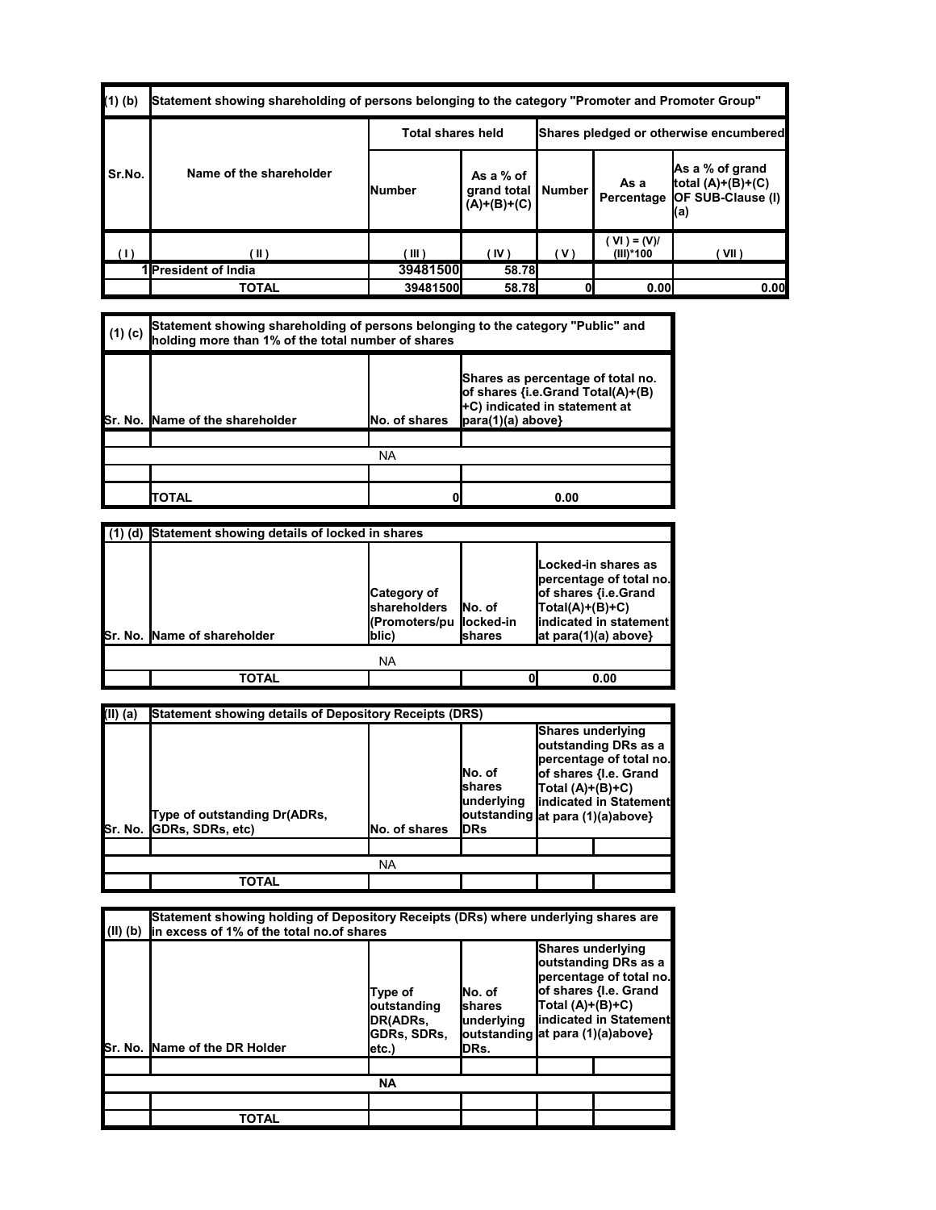| (1) (b) | Statement showing shareholding of persons belonging to the category "Promoter and Promoter Group" | | | | | |
|---|---|---|---|---|---|---|
| Sr.No. | Name of the shareholder | Total shares held | | Shares pledged or otherwise encumbered | | |
| | | Number | As a % of grand total (A)+(B)+(C) | Number | As a Percentage | As a % of grand total (A)+(B)+(C) OF SUB-Clause (I)(a) |
| ( I ) | ( II ) | ( III ) | ( IV ) | ( V ) | ( VI ) = (V)/ (III)*100 | ( VII ) |
| 1 | President of India | 39481500 | 58.78 | | | |
| | TOTAL | 39481500 | 58.78 | 0 | 0.00 | 0.00 |

| (1) (c) | Statement showing shareholding of persons belonging to the category "Public" and holding more than 1% of the total number of shares | | |
|---|---|---|---|
| Sr. No. | Name of the shareholder | No. of shares | Shares as percentage of total no. of shares {i.e.Grand Total(A)+(B)+C) indicated in statement at para(1)(a) above} |
| | | | |
| | | NA | |
| | | | |
| | TOTAL | 0 | 0.00 |

| (1) (d) | Statement showing details of locked in shares | | | |
|---|---|---|---|---|
| Sr. No. | Name of shareholder | Category of shareholders (Promoters/public) | No. of locked-in shares | Locked-in shares as percentage of total no. of shares {i.e.Grand Total(A)+(B)+C) indicated in statement at para(1)(a) above} |
| | | NA | | |
| | TOTAL | | 0 | 0.00 |

| (II) (a) | Statement showing details of Depository Receipts (DRS) | | | | |
|---|---|---|---|---|---|
| Sr. No. | Type of outstanding Dr(ADRs, GDRs, SDRs, etc) | No. of shares | No. of shares underlying outstanding DRs | Shares underlying outstanding DRs as a percentage of total no. of shares {I.e. Grand Total (A)+(B)+C) indicated in Statement at para (1)(a)above} | |
| | | | | | |
| | | NA | | | |
| | TOTAL | | | | |

| (II) (b) | Statement showing holding of Depository Receipts (DRs) where underlying shares are in excess of 1% of the total no.of shares | | | | |
|---|---|---|---|---|---|
| Sr. No. | Name of the DR Holder | Type of outstanding DR(ADRs, GDRs, SDRs, etc.) | No. of shares underlying outstanding DRs. | Shares underlying outstanding DRs as a percentage of total no. of shares {I.e. Grand Total (A)+(B)+C) indicated in Statement at para (1)(a)above} | |
| | | | | | |
| | | **NA** | | | |
| | | | | | |
| | TOTAL | | | | |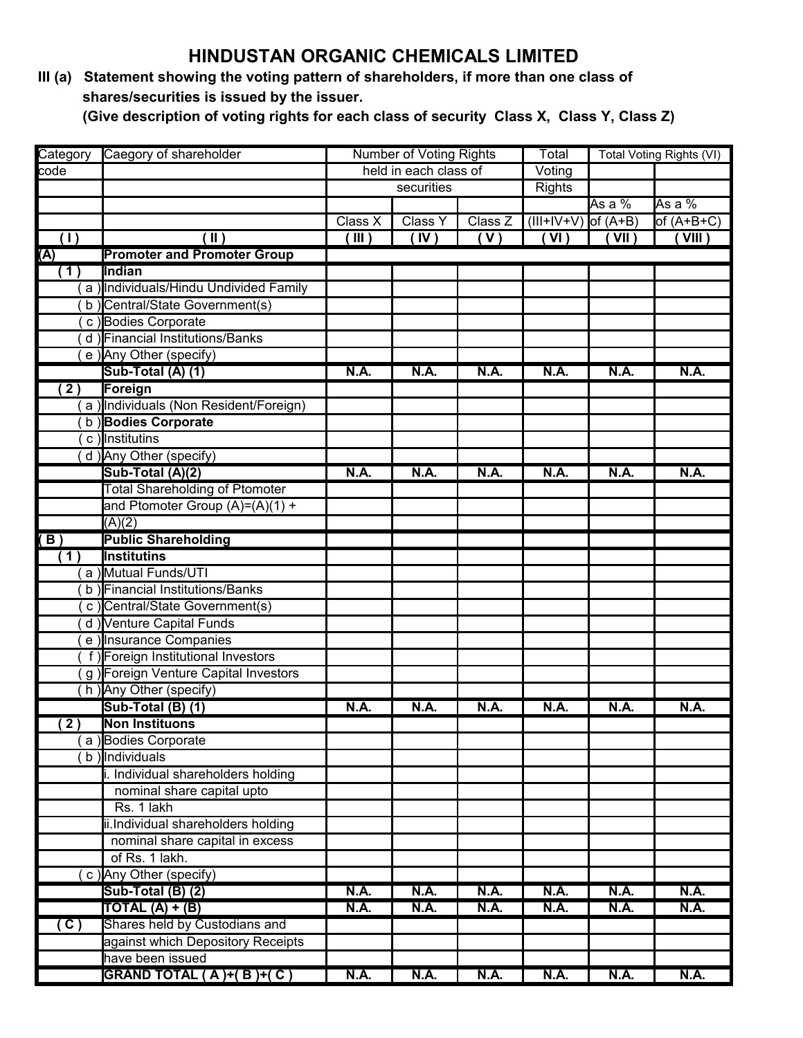# HINDUSTAN ORGANIC CHEMICALS LIMITED

**III (a) Statement showing the voting pattern of shareholders, if more than one class of shares/securities is issued by the issuer.**

**(Give description of voting rights for each class of security Class X, Class Y, Class Z)**

| Category code | Caegory of shareholder | Number of Voting Rights held in each class of securities | | | Total Voting Rights | Total Voting Rights (VI) | |
|---|---|---|---|---|---|---|---|
| | | Class X | Class Y | Class Z | (III+IV+V) | As a % of (A+B) | As a % of (A+B+C) |
| ( I ) | ( II ) | ( III ) | ( IV ) | ( V ) | ( VI ) | ( VII ) | ( VIII ) |
| (A) | **Promoter and Promoter Group** | | | | | | |
| ( 1 ) | **Indian** | | | | | | |
| ( a ) | Individuals/Hindu Undivided Family | | | | | | |
| ( b ) | Central/State Government(s) | | | | | | |
| ( c ) | Bodies Corporate | | | | | | |
| ( d ) | Financial Institutions/Banks | | | | | | |
| ( e ) | Any Other (specify) | | | | | | |
| | **Sub-Total (A) (1)** | **N.A.** | **N.A.** | **N.A.** | **N.A.** | **N.A.** | **N.A.** |
| ( 2 ) | **Foreign** | | | | | | |
| ( a ) | Individuals (Non Resident/Foreign) | | | | | | |
| ( b ) | **Bodies Corporate** | | | | | | |
| ( c ) | Institutins | | | | | | |
| ( d ) | Any Other (specify) | | | | | | |
| | **Sub-Total (A)(2)** | **N.A.** | **N.A.** | **N.A.** | **N.A.** | **N.A.** | **N.A.** |
| | Total Shareholding of Ptomoter and Ptomoter Group (A)=(A)(1) + (A)(2) | | | | | | |
| ( B ) | **Public Shareholding** | | | | | | |
| ( 1 ) | **Institutins** | | | | | | |
| ( a ) | Mutual Funds/UTI | | | | | | |
| ( b ) | Financial Institutions/Banks | | | | | | |
| ( c ) | Central/State Government(s) | | | | | | |
| ( d ) | Venture Capital Funds | | | | | | |
| ( e ) | Insurance Companies | | | | | | |
| ( f ) | Foreign Institutional Investors | | | | | | |
| ( g ) | Foreign Venture Capital Investors | | | | | | |
| ( h ) | Any Other (specify) | | | | | | |
| | **Sub-Total (B) (1)** | **N.A.** | **N.A.** | **N.A.** | **N.A.** | **N.A.** | **N.A.** |
| ( 2 ) | **Non Instituons** | | | | | | |
| ( a ) | Bodies Corporate | | | | | | |
| ( b ) | Individuals | | | | | | |
| | i. Individual shareholders holding nominal share capital upto Rs. 1 lakh | | | | | | |
| | ii.Individual shareholders holding nominal share capital in excess of Rs. 1 lakh. | | | | | | |
| ( c ) | Any Other (specify) | | | | | | |
| | **Sub-Total (B) (2)** | **N.A.** | **N.A.** | **N.A.** | **N.A.** | **N.A.** | **N.A.** |
| | **TOTAL (A) + (B)** | **N.A.** | **N.A.** | **N.A.** | **N.A.** | **N.A.** | **N.A.** |
| ( C ) | Shares held by Custodians and against which Depository Receipts have been issued | | | | | | |
| | **GRAND TOTAL ( A )+( B )+( C )** | **N.A.** | **N.A.** | **N.A.** | **N.A.** | **N.A.** | **N.A.** |